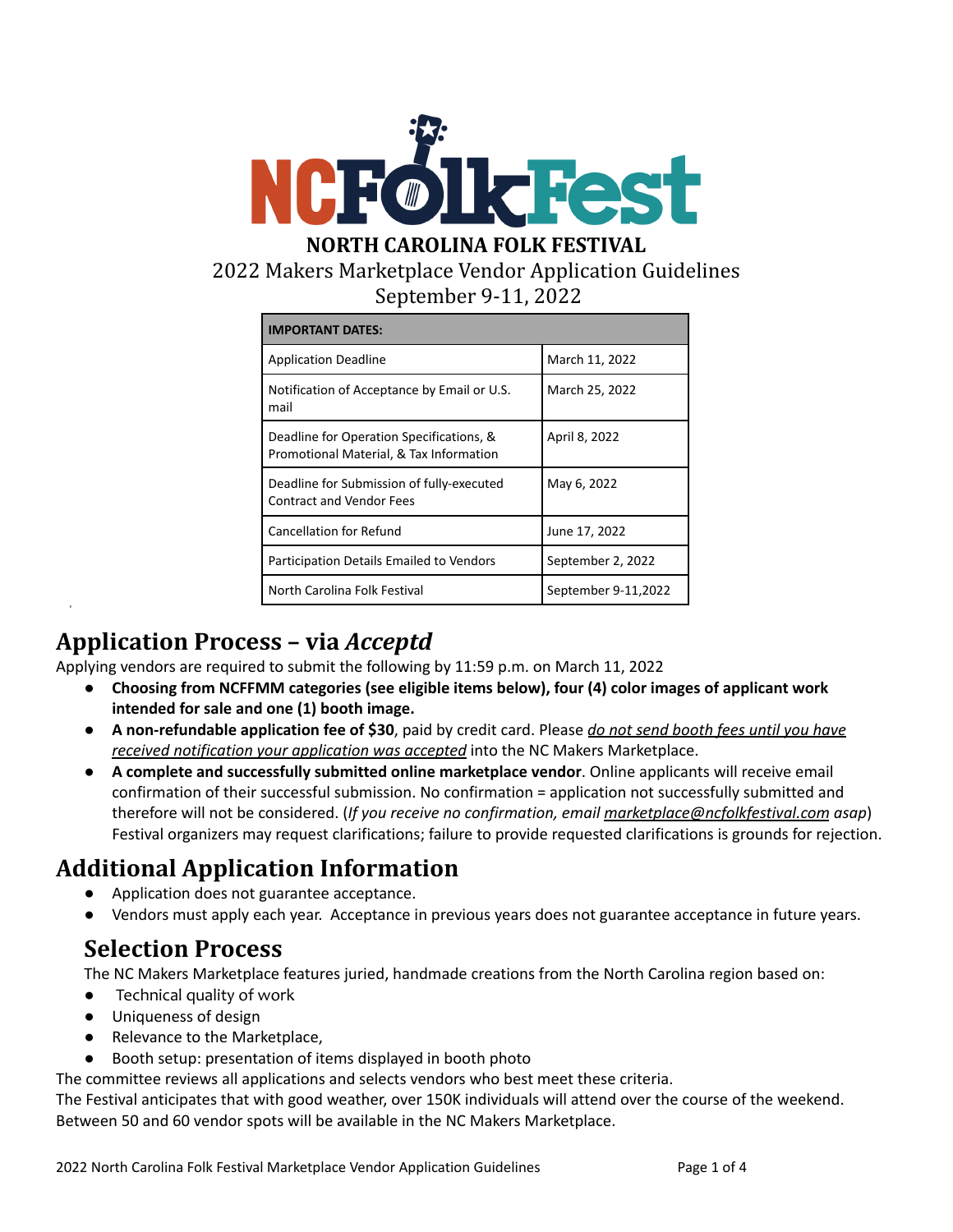# NORTH CAROLINA FOLK FESTIVAL

2022 Makers Marketplace Vendor Application Guidelines

September 9-11, 2022

| IMPORTANT DATES: | |
|---|---|
| Application Deadline | March 11, 2022 |
| Notification of Acceptance by Email or U.S. mail | March 25, 2022 |
| Deadline for Operation Specifications, & Promotional Material, & Tax Information | April 8, 2022 |
| Deadline for Submission of fully-executed Contract and Vendor Fees | May 6, 2022 |
| Cancellation for Refund | June 17, 2022 |
| Participation Details Emailed to Vendors | September 2, 2022 |
| North Carolina Folk Festival | September 9-11,2022 |

## Application Process – via *Acceptd*

Applying vendors are required to submit the following by 11:59 p.m. on March 11, 2022

- **Choosing from NCFFMM categories (see eligible items below), four (4) color images of applicant work intended for sale and one (1) booth image.**
- **A non-refundable application fee of $30**, paid by credit card. Please *do not send booth fees until you have received notification your application was accepted* into the NC Makers Marketplace.
- **A complete and successfully submitted online marketplace vendor**. Online applicants will receive email confirmation of their successful submission. No confirmation = application not successfully submitted and therefore will not be considered. (*If you receive no confirmation, email* marketplace@ncfolkfestival.com *asap*) Festival organizers may request clarifications; failure to provide requested clarifications is grounds for rejection.

## Additional Application Information

- Application does not guarantee acceptance.
- Vendors must apply each year. Acceptance in previous years does not guarantee acceptance in future years.

### Selection Process

The NC Makers Marketplace features juried, handmade creations from the North Carolina region based on:

- Technical quality of work
- Uniqueness of design
- Relevance to the Marketplace,
- Booth setup: presentation of items displayed in booth photo

The committee reviews all applications and selects vendors who best meet these criteria.

The Festival anticipates that with good weather, over 150K individuals will attend over the course of the weekend. Between 50 and 60 vendor spots will be available in the NC Makers Marketplace.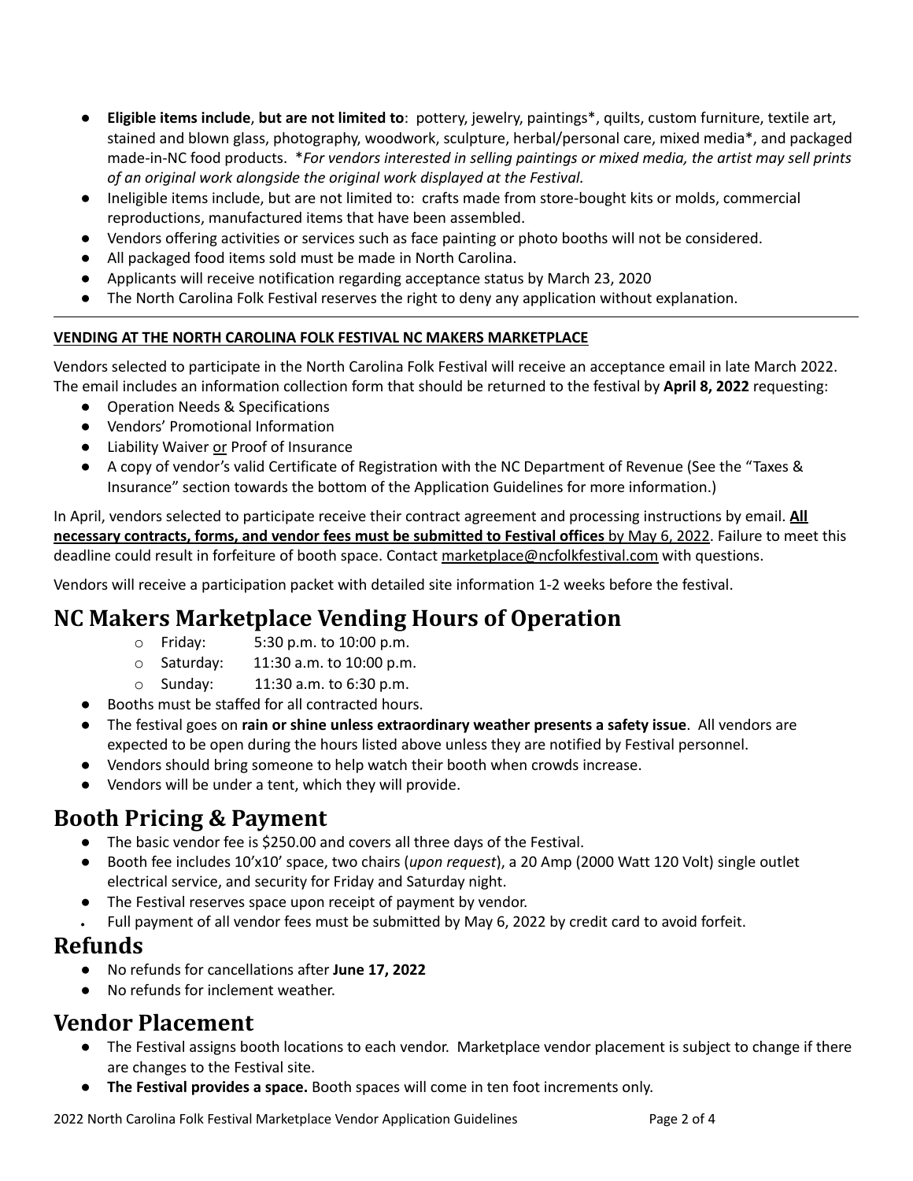- **Eligible items include**, **but are not limited to**: pottery, jewelry, paintings*, quilts, custom furniture, textile art, stained and blown glass, photography, woodwork, sculpture, herbal/personal care, mixed media*, and packaged made-in-NC food products. **For vendors interested in selling paintings or mixed media, the artist may sell prints of an original work alongside the original work displayed at the Festival.*
- Ineligible items include, but are not limited to: crafts made from store-bought kits or molds, commercial reproductions, manufactured items that have been assembled.
- Vendors offering activities or services such as face painting or photo booths will not be considered.
- All packaged food items sold must be made in North Carolina.
- Applicants will receive notification regarding acceptance status by March 23, 2020
- The North Carolina Folk Festival reserves the right to deny any application without explanation.

---

**VENDING AT THE NORTH CAROLINA FOLK FESTIVAL NC MAKERS MARKETPLACE**

Vendors selected to participate in the North Carolina Folk Festival will receive an acceptance email in late March 2022. The email includes an information collection form that should be returned to the festival by **April 8, 2022** requesting:

- Operation Needs & Specifications
- Vendors' Promotional Information
- Liability Waiver or Proof of Insurance
- A copy of vendor's valid Certificate of Registration with the NC Department of Revenue (See the "Taxes & Insurance" section towards the bottom of the Application Guidelines for more information.)

In April, vendors selected to participate receive their contract agreement and processing instructions by email. **All necessary contracts, forms, and vendor fees must be submitted to Festival offices** by May 6, 2022. Failure to meet this deadline could result in forfeiture of booth space. Contact marketplace@ncfolkfestival.com with questions.

Vendors will receive a participation packet with detailed site information 1-2 weeks before the festival.

# NC Makers Marketplace Vending Hours of Operation

- Friday: 5:30 p.m. to 10:00 p.m.
- Saturday: 11:30 a.m. to 10:00 p.m.
- Sunday: 11:30 a.m. to 6:30 p.m.

- Booths must be staffed for all contracted hours.
- The festival goes on **rain or shine unless extraordinary weather presents a safety issue**. All vendors are expected to be open during the hours listed above unless they are notified by Festival personnel.
- Vendors should bring someone to help watch their booth when crowds increase.
- Vendors will be under a tent, which they will provide.

# Booth Pricing & Payment

- The basic vendor fee is $250.00 and covers all three days of the Festival.
- Booth fee includes 10'x10' space, two chairs (*upon request*), a 20 Amp (2000 Watt 120 Volt) single outlet electrical service, and security for Friday and Saturday night.
- The Festival reserves space upon receipt of payment by vendor.
- Full payment of all vendor fees must be submitted by May 6, 2022 by credit card to avoid forfeit.

# Refunds

- No refunds for cancellations after **June 17, 2022**
- No refunds for inclement weather.

# Vendor Placement

- The Festival assigns booth locations to each vendor. Marketplace vendor placement is subject to change if there are changes to the Festival site.
- **The Festival provides a space.** Booth spaces will come in ten foot increments only.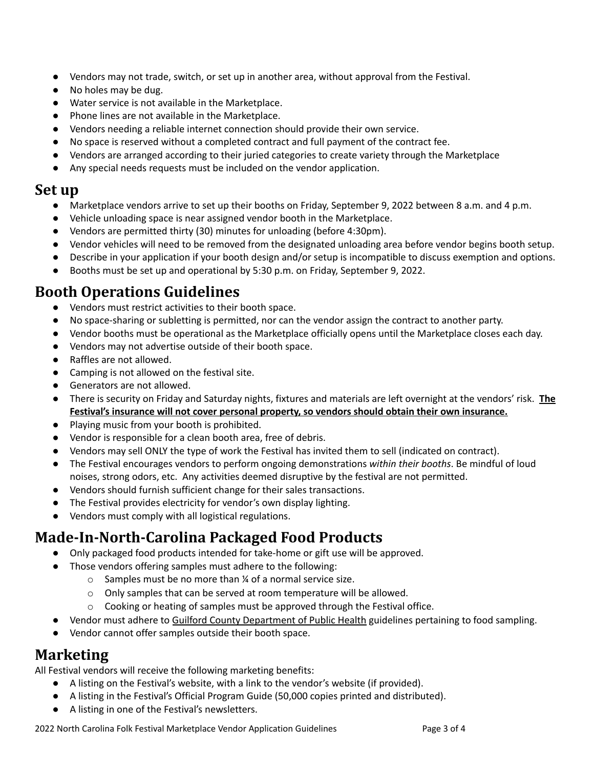- Vendors may not trade, switch, or set up in another area, without approval from the Festival.
- No holes may be dug.
- Water service is not available in the Marketplace.
- Phone lines are not available in the Marketplace.
- Vendors needing a reliable internet connection should provide their own service.
- No space is reserved without a completed contract and full payment of the contract fee.
- Vendors are arranged according to their juried categories to create variety through the Marketplace
- Any special needs requests must be included on the vendor application.

## Set up

- Marketplace vendors arrive to set up their booths on Friday, September 9, 2022 between 8 a.m. and 4 p.m.
- Vehicle unloading space is near assigned vendor booth in the Marketplace.
- Vendors are permitted thirty (30) minutes for unloading (before 4:30pm).
- Vendor vehicles will need to be removed from the designated unloading area before vendor begins booth setup.
- Describe in your application if your booth design and/or setup is incompatible to discuss exemption and options.
- Booths must be set up and operational by 5:30 p.m. on Friday, September 9, 2022.

## Booth Operations Guidelines

- Vendors must restrict activities to their booth space.
- No space-sharing or subletting is permitted, nor can the vendor assign the contract to another party.
- Vendor booths must be operational as the Marketplace officially opens until the Marketplace closes each day.
- Vendors may not advertise outside of their booth space.
- Raffles are not allowed.
- Camping is not allowed on the festival site.
- Generators are not allowed.
- There is security on Friday and Saturday nights, fixtures and materials are left overnight at the vendors' risk. **The Festival's insurance will not cover personal property, so vendors should obtain their own insurance.**
- Playing music from your booth is prohibited.
- Vendor is responsible for a clean booth area, free of debris.
- Vendors may sell ONLY the type of work the Festival has invited them to sell (indicated on contract).
- The Festival encourages vendors to perform ongoing demonstrations *within their booths*. Be mindful of loud noises, strong odors, etc. Any activities deemed disruptive by the festival are not permitted.
- Vendors should furnish sufficient change for their sales transactions.
- The Festival provides electricity for vendor's own display lighting.
- Vendors must comply with all logistical regulations.

## Made-In-North-Carolina Packaged Food Products

- Only packaged food products intended for take-home or gift use will be approved.
- Those vendors offering samples must adhere to the following:
  - Samples must be no more than ¼ of a normal service size.
  - Only samples that can be served at room temperature will be allowed.
  - Cooking or heating of samples must be approved through the Festival office.
- Vendor must adhere to Guilford County Department of Public Health guidelines pertaining to food sampling.
- Vendor cannot offer samples outside their booth space.

## Marketing

All Festival vendors will receive the following marketing benefits:

- A listing on the Festival's website, with a link to the vendor's website (if provided).
- A listing in the Festival's Official Program Guide (50,000 copies printed and distributed).
- A listing in one of the Festival's newsletters.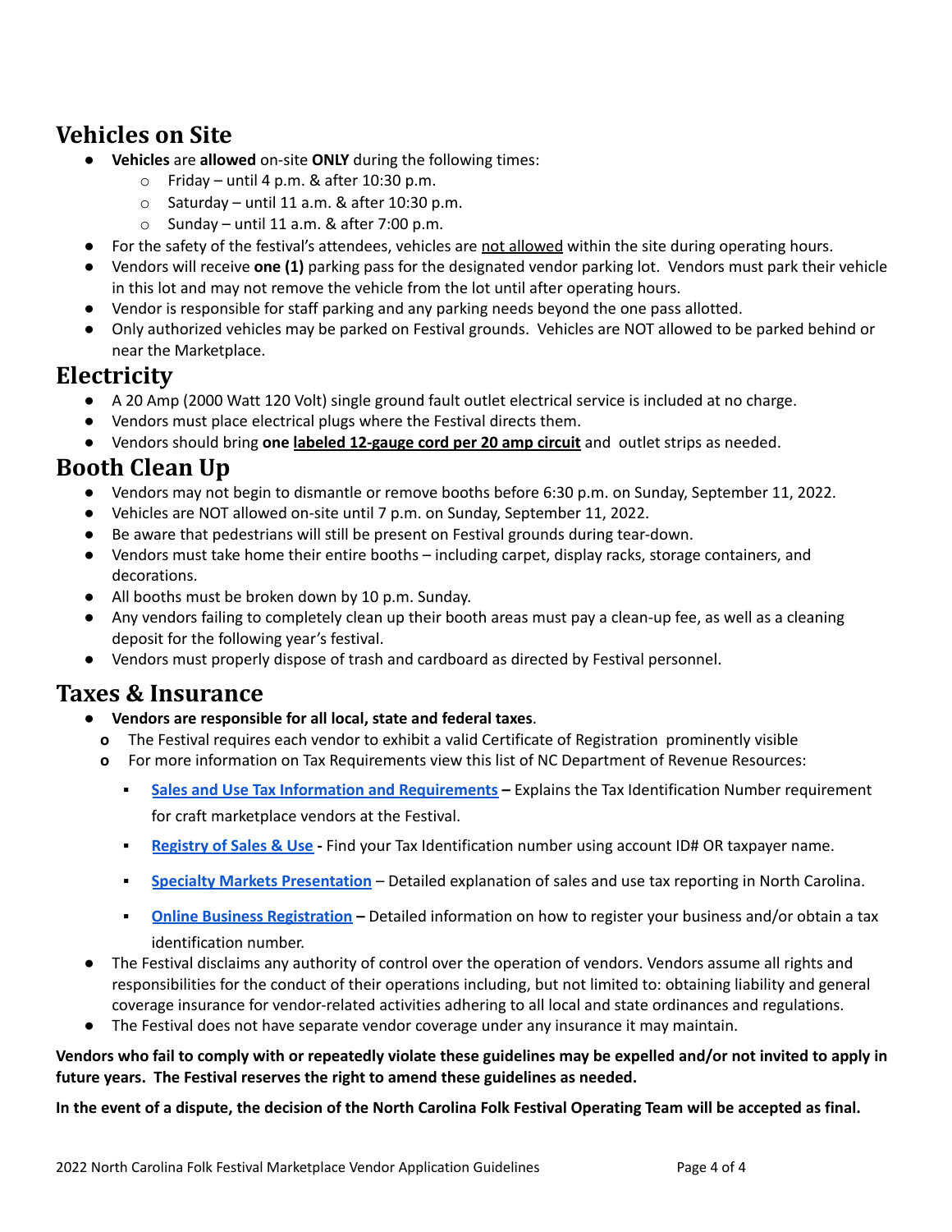## Vehicles on Site

- **Vehicles** are **allowed** on-site **ONLY** during the following times:
  - Friday – until 4 p.m. & after 10:30 p.m.
  - Saturday – until 11 a.m. & after 10:30 p.m.
  - Sunday – until 11 a.m. & after 7:00 p.m.
- For the safety of the festival's attendees, vehicles are not allowed within the site during operating hours.
- Vendors will receive **one (1)** parking pass for the designated vendor parking lot. Vendors must park their vehicle in this lot and may not remove the vehicle from the lot until after operating hours.
- Vendor is responsible for staff parking and any parking needs beyond the one pass allotted.
- Only authorized vehicles may be parked on Festival grounds. Vehicles are NOT allowed to be parked behind or near the Marketplace.

## Electricity

- A 20 Amp (2000 Watt 120 Volt) single ground fault outlet electrical service is included at no charge.
- Vendors must place electrical plugs where the Festival directs them.
- Vendors should bring **one labeled 12-gauge cord per 20 amp circuit** and outlet strips as needed.

## Booth Clean Up

- Vendors may not begin to dismantle or remove booths before 6:30 p.m. on Sunday, September 11, 2022.
- Vehicles are NOT allowed on-site until 7 p.m. on Sunday, September 11, 2022.
- Be aware that pedestrians will still be present on Festival grounds during tear-down.
- Vendors must take home their entire booths – including carpet, display racks, storage containers, and decorations.
- All booths must be broken down by 10 p.m. Sunday.
- Any vendors failing to completely clean up their booth areas must pay a clean-up fee, as well as a cleaning deposit for the following year's festival.
- Vendors must properly dispose of trash and cardboard as directed by Festival personnel.

## Taxes & Insurance

- **Vendors are responsible for all local, state and federal taxes**.
  - The Festival requires each vendor to exhibit a valid Certificate of Registration prominently visible
  - For more information on Tax Requirements view this list of NC Department of Revenue Resources:
    - **Sales and Use Tax Information and Requirements –** Explains the Tax Identification Number requirement for craft marketplace vendors at the Festival.
    - **Registry of Sales & Use -** Find your Tax Identification number using account ID# OR taxpayer name.
    - **Specialty Markets Presentation** – Detailed explanation of sales and use tax reporting in North Carolina.
    - **Online Business Registration –** Detailed information on how to register your business and/or obtain a tax identification number.
- The Festival disclaims any authority of control over the operation of vendors. Vendors assume all rights and responsibilities for the conduct of their operations including, but not limited to: obtaining liability and general coverage insurance for vendor-related activities adhering to all local and state ordinances and regulations.
- The Festival does not have separate vendor coverage under any insurance it may maintain.

**Vendors who fail to comply with or repeatedly violate these guidelines may be expelled and/or not invited to apply in future years. The Festival reserves the right to amend these guidelines as needed.**

**In the event of a dispute, the decision of the North Carolina Folk Festival Operating Team will be accepted as final.**